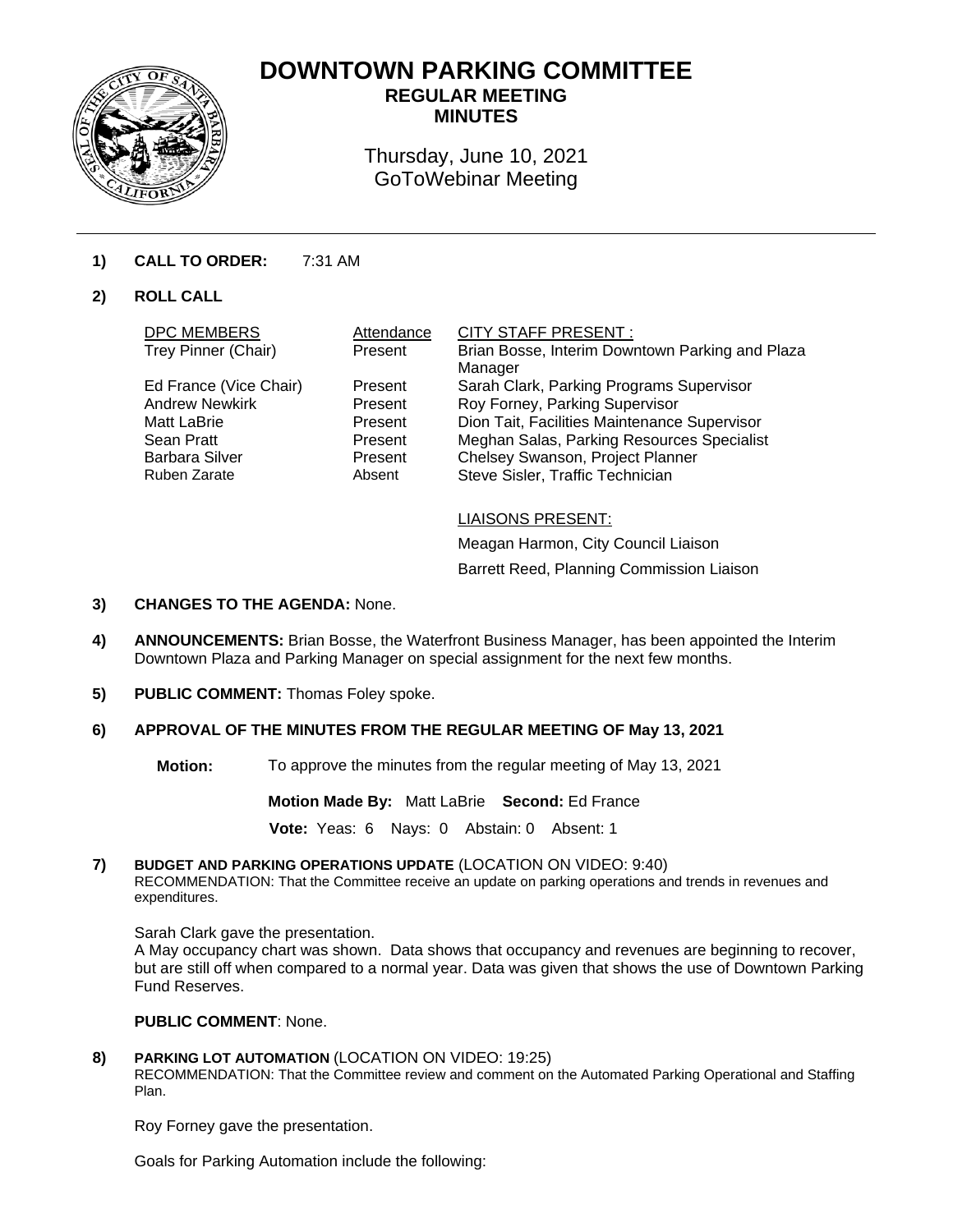# DOWNTOWN PARKING COMMITTEE

## REGULAR MEETING
## MINUTES

Thursday, June 10, 2021
GoToWebinar Meeting

---

**1) CALL TO ORDER:** 7:31 AM

**2) ROLL CALL**

| DPC MEMBERS | Attendance | CITY STAFF PRESENT : |
|---|---|---|
| Trey Pinner (Chair) | Present | Brian Bosse, Interim Downtown Parking and Plaza Manager |
| Ed France (Vice Chair) | Present | Sarah Clark, Parking Programs Supervisor |
| Andrew Newkirk | Present | Roy Forney, Parking Supervisor |
| Matt LaBrie | Present | Dion Tait, Facilities Maintenance Supervisor |
| Sean Pratt | Present | Meghan Salas, Parking Resources Specialist |
| Barbara Silver | Present | Chelsey Swanson, Project Planner |
| Ruben Zarate | Absent | Steve Sisler, Traffic Technician |

LIAISONS PRESENT:

Meagan Harmon, City Council Liaison

Barrett Reed, Planning Commission Liaison

**3) CHANGES TO THE AGENDA:** None.

**4) ANNOUNCEMENTS:** Brian Bosse, the Waterfront Business Manager, has been appointed the Interim Downtown Plaza and Parking Manager on special assignment for the next few months.

**5) PUBLIC COMMENT:** Thomas Foley spoke.

**6) APPROVAL OF THE MINUTES FROM THE REGULAR MEETING OF May 13, 2021**

**Motion:** To approve the minutes from the regular meeting of May 13, 2021

**Motion Made By:** Matt LaBrie **Second:** Ed France

**Vote:** Yeas: 6 Nays: 0 Abstain: 0 Absent: 1

**7) BUDGET AND PARKING OPERATIONS UPDATE** (LOCATION ON VIDEO: 9:40)
RECOMMENDATION: That the Committee receive an update on parking operations and trends in revenues and expenditures.

Sarah Clark gave the presentation.
A May occupancy chart was shown. Data shows that occupancy and revenues are beginning to recover, but are still off when compared to a normal year. Data was given that shows the use of Downtown Parking Fund Reserves.

**PUBLIC COMMENT**: None.

**8) PARKING LOT AUTOMATION** (LOCATION ON VIDEO: 19:25)
RECOMMENDATION: That the Committee review and comment on the Automated Parking Operational and Staffing Plan.

Roy Forney gave the presentation.

Goals for Parking Automation include the following: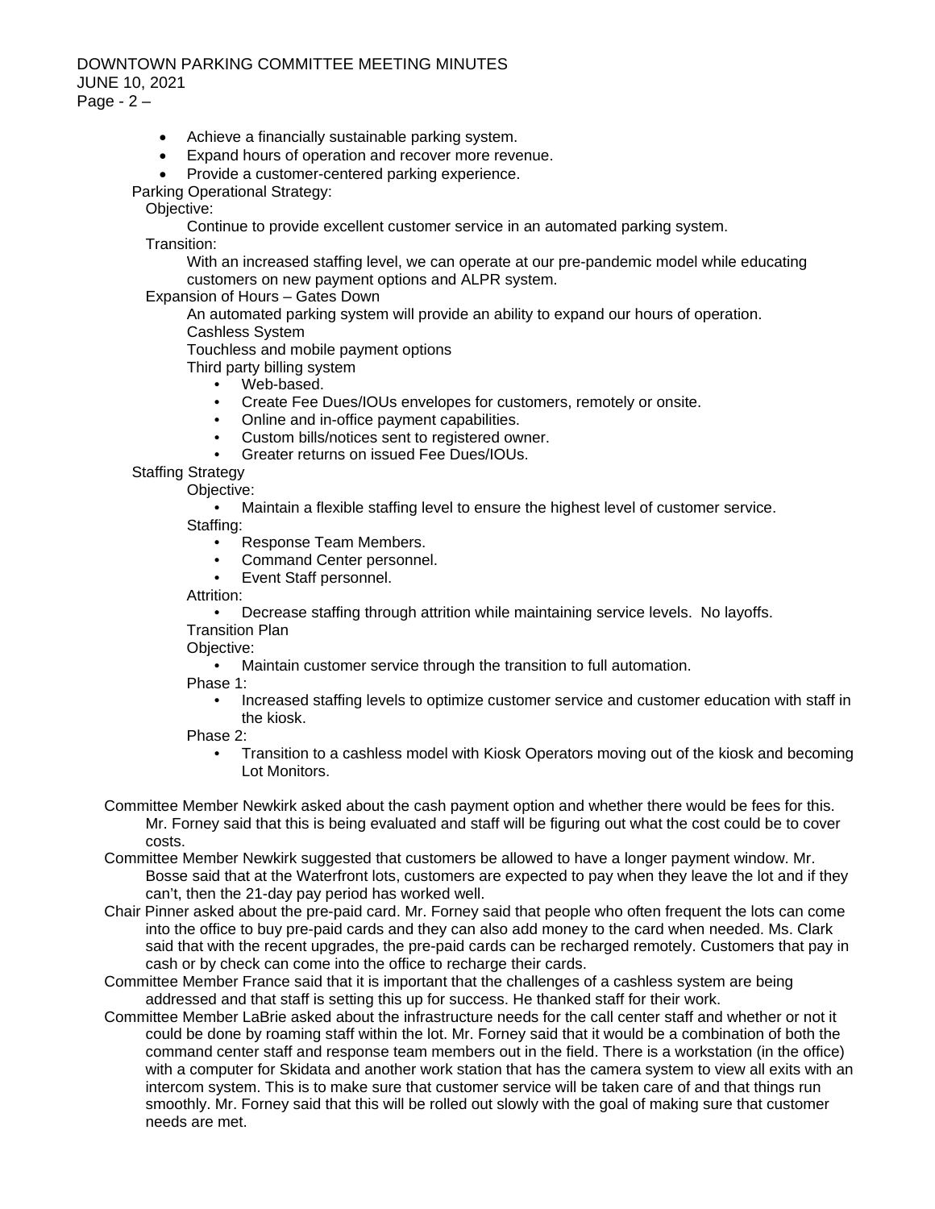- Achieve a financially sustainable parking system.
- Expand hours of operation and recover more revenue.
- Provide a customer-centered parking experience.

Parking Operational Strategy:

Objective:

Continue to provide excellent customer service in an automated parking system.

Transition:

With an increased staffing level, we can operate at our pre-pandemic model while educating customers on new payment options and ALPR system.

Expansion of Hours – Gates Down

An automated parking system will provide an ability to expand our hours of operation.

Cashless System

Touchless and mobile payment options

Third party billing system

- Web-based.
- Create Fee Dues/IOUs envelopes for customers, remotely or onsite.
- Online and in-office payment capabilities.
- Custom bills/notices sent to registered owner.
- Greater returns on issued Fee Dues/IOUs.

Staffing Strategy

Objective:

- Maintain a flexible staffing level to ensure the highest level of customer service.

Staffing:

- Response Team Members.
- Command Center personnel.
- Event Staff personnel.

Attrition:

- Decrease staffing through attrition while maintaining service levels. No layoffs.

Transition Plan

Objective:

- Maintain customer service through the transition to full automation.

Phase 1:

- Increased staffing levels to optimize customer service and customer education with staff in the kiosk.

Phase 2:

- Transition to a cashless model with Kiosk Operators moving out of the kiosk and becoming Lot Monitors.

Committee Member Newkirk asked about the cash payment option and whether there would be fees for this. Mr. Forney said that this is being evaluated and staff will be figuring out what the cost could be to cover costs.

Committee Member Newkirk suggested that customers be allowed to have a longer payment window. Mr. Bosse said that at the Waterfront lots, customers are expected to pay when they leave the lot and if they can't, then the 21-day pay period has worked well.

Chair Pinner asked about the pre-paid card. Mr. Forney said that people who often frequent the lots can come into the office to buy pre-paid cards and they can also add money to the card when needed. Ms. Clark said that with the recent upgrades, the pre-paid cards can be recharged remotely. Customers that pay in cash or by check can come into the office to recharge their cards.

Committee Member France said that it is important that the challenges of a cashless system are being addressed and that staff is setting this up for success. He thanked staff for their work.

Committee Member LaBrie asked about the infrastructure needs for the call center staff and whether or not it could be done by roaming staff within the lot. Mr. Forney said that it would be a combination of both the command center staff and response team members out in the field. There is a workstation (in the office) with a computer for Skidata and another work station that has the camera system to view all exits with an intercom system. This is to make sure that customer service will be taken care of and that things run smoothly. Mr. Forney said that this will be rolled out slowly with the goal of making sure that customer needs are met.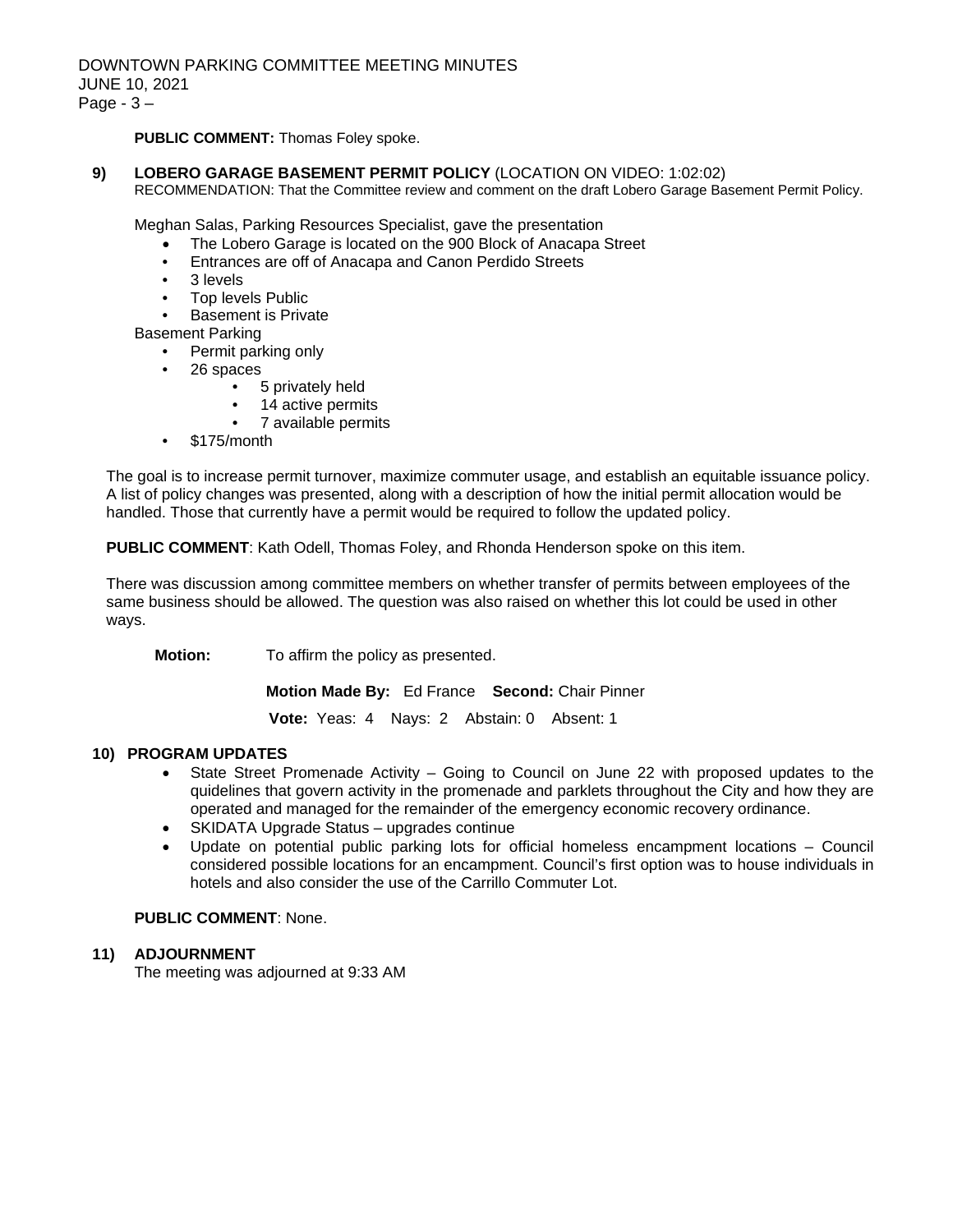**PUBLIC COMMENT:** Thomas Foley spoke.

## 9) LOBERO GARAGE BASEMENT PERMIT POLICY (LOCATION ON VIDEO: 1:02:02)

RECOMMENDATION: That the Committee review and comment on the draft Lobero Garage Basement Permit Policy.

Meghan Salas, Parking Resources Specialist, gave the presentation

- The Lobero Garage is located on the 900 Block of Anacapa Street
- Entrances are off of Anacapa and Canon Perdido Streets
- 3 levels
- Top levels Public
- Basement is Private

Basement Parking

- Permit parking only
- 26 spaces
  - 5 privately held
  - 14 active permits
  - 7 available permits
- $175/month

The goal is to increase permit turnover, maximize commuter usage, and establish an equitable issuance policy. A list of policy changes was presented, along with a description of how the initial permit allocation would be handled. Those that currently have a permit would be required to follow the updated policy.

**PUBLIC COMMENT**: Kath Odell, Thomas Foley, and Rhonda Henderson spoke on this item.

There was discussion among committee members on whether transfer of permits between employees of the same business should be allowed. The question was also raised on whether this lot could be used in other ways.

**Motion:** To affirm the policy as presented.

**Motion Made By:** Ed France **Second:** Chair Pinner

**Vote:** Yeas: 4 Nays: 2 Abstain: 0 Absent: 1

## 10) PROGRAM UPDATES

- State Street Promenade Activity – Going to Council on June 22 with proposed updates to the quidelines that govern activity in the promenade and parklets throughout the City and how they are operated and managed for the remainder of the emergency economic recovery ordinance.
- SKIDATA Upgrade Status – upgrades continue
- Update on potential public parking lots for official homeless encampment locations – Council considered possible locations for an encampment. Council's first option was to house individuals in hotels and also consider the use of the Carrillo Commuter Lot.

**PUBLIC COMMENT**: None.

## 11) ADJOURNMENT

The meeting was adjourned at 9:33 AM